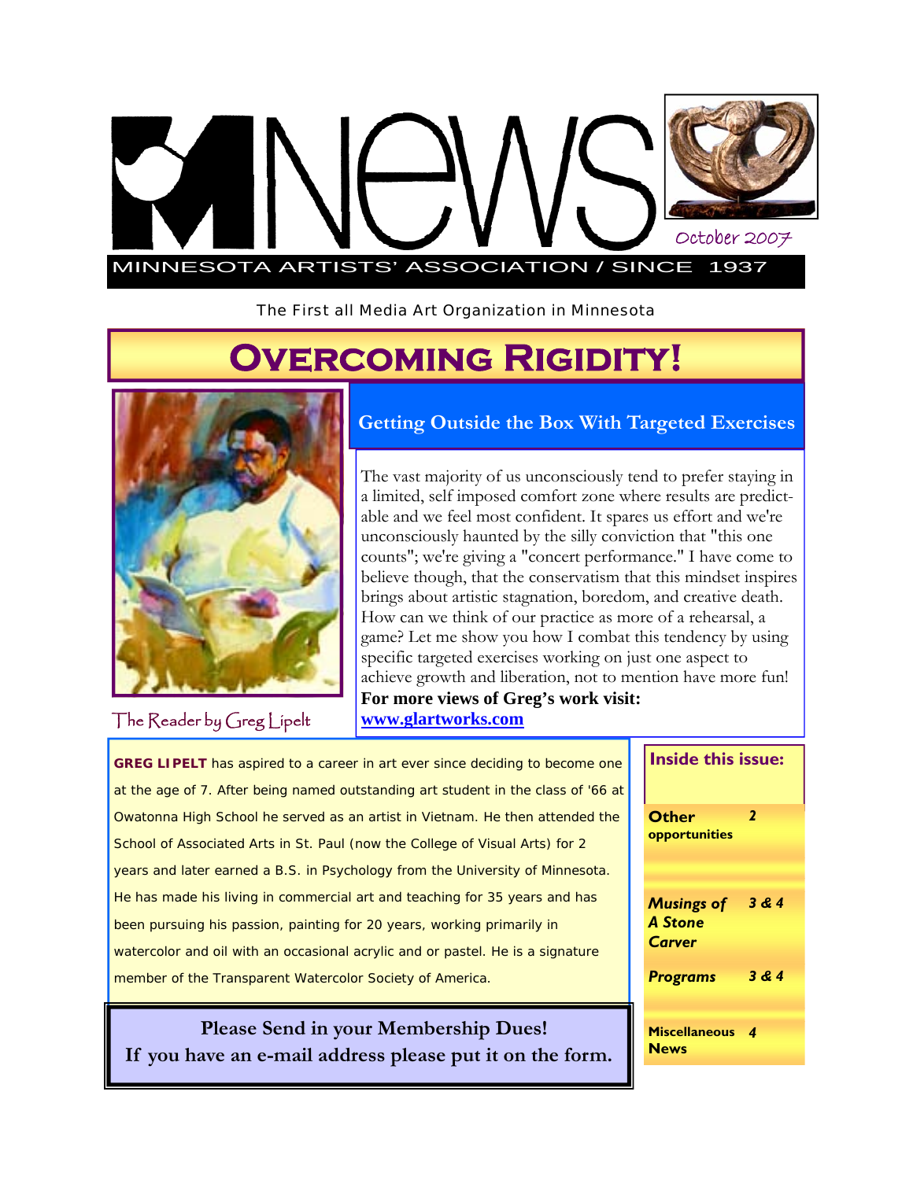# MNews

October 2007

MINNESOTA ARTISTS' ASSOCIATION / SINCE 1937

The First all Media Art Organization in Minnesota

# Overcoming Rigidity!

The Reader by Greg Lipelt

## Getting Outside the Box With Targeted Exercises

The vast majority of us unconsciously tend to prefer staying in a limited, self imposed comfort zone where results are predictable and we feel most confident. It spares us effort and we're unconsciously haunted by the silly conviction that "this one counts"; we're giving a "concert performance." I have come to believe though, that the conservatism that this mindset inspires brings about artistic stagnation, boredom, and creative death. How can we think of our practice as more of a rehearsal, a game? Let me show you how I combat this tendency by using specific targeted exercises working on just one aspect to achieve growth and liberation, not to mention have more fun!

**For more views of Greg's work visit: www.glartworks.com**

**GREG LIPELT** has aspired to a career in art ever since deciding to become one at the age of 7. After being named outstanding art student in the class of '66 at Owatonna High School he served as an artist in Vietnam. He then attended the School of Associated Arts in St. Paul (now the College of Visual Arts) for 2 years and later earned a B.S. in Psychology from the University of Minnesota. He has made his living in commercial art and teaching for 35 years and has been pursuing his passion, painting for 20 years, working primarily in watercolor and oil with an occasional acrylic and or pastel. He is a signature member of the Transparent Watercolor Society of America.

**Please Send in your Membership Dues!**
**If you have an e-mail address please put it on the form.**

**Inside this issue:**

| | |
|---|---|
| **Other opportunities** | 2 |
| ***Musings of A Stone Carver*** | 3 & 4 |
| ***Programs*** | 3 & 4 |
| **Miscellaneous News** | 4 |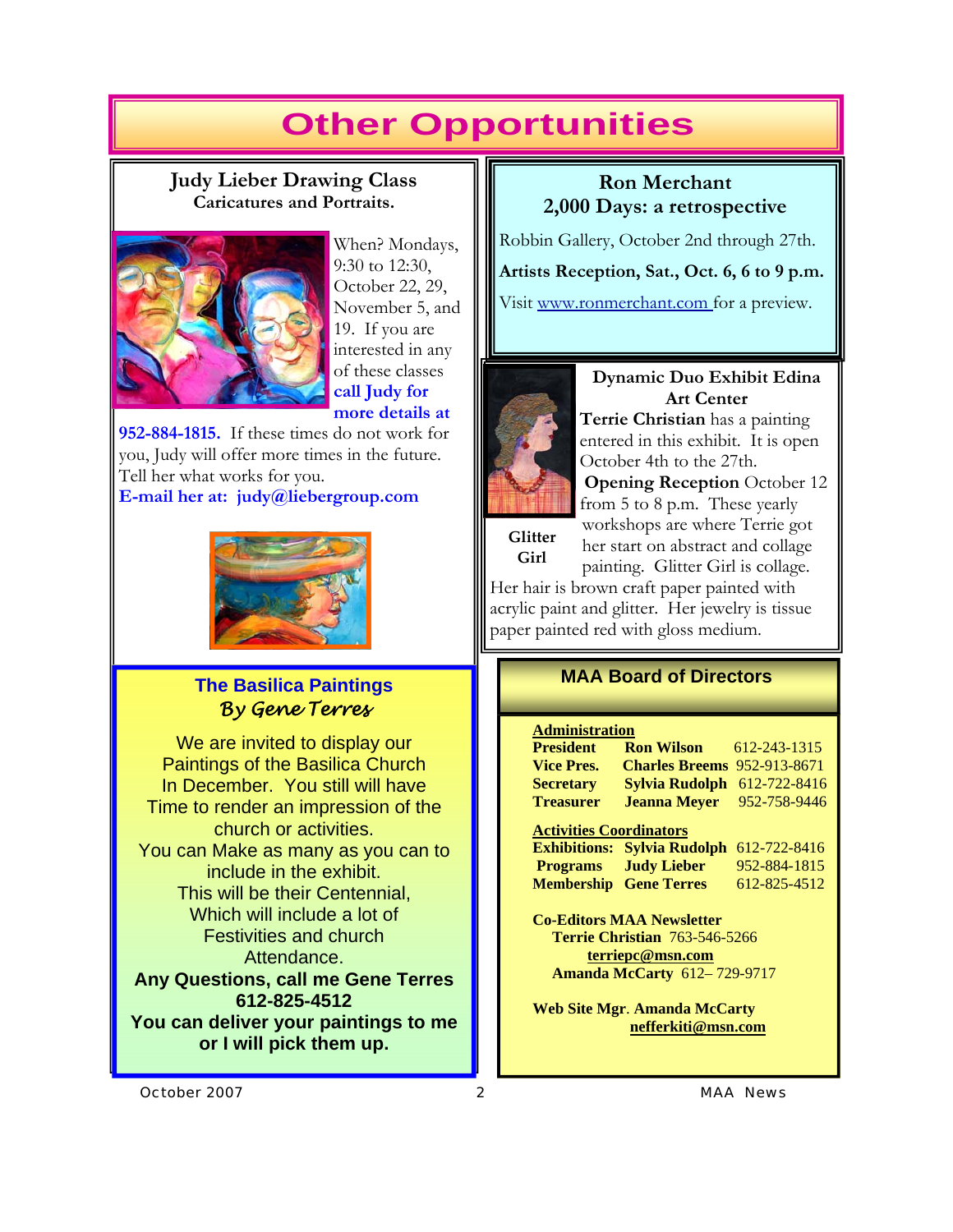# Other Opportunities

## Judy Lieber Drawing Class

**Caricatures and Portraits.**

When? Mondays, 9:30 to 12:30, October 22, 29, November 5, and 19. If you are interested in any of these classes **call Judy for more details at 952-884-1815.** If these times do not work for you, Judy will offer more times in the future. Tell her what works for you.

**E-mail her at: judy@liebergroup.com**

## Ron Merchant 2,000 Days: a retrospective

Robbin Gallery, October 2nd through 27th.

**Artists Reception, Sat., Oct. 6, 6 to 9 p.m.**

Visit www.ronmerchant.com for a preview.

## Dynamic Duo Exhibit Edina Art Center

**Terrie Christian** has a painting entered in this exhibit. It is open October 4th to the 27th.

**Opening Reception** October 12 from 5 to 8 p.m. These yearly workshops are where Terrie got her start on abstract and collage painting. Glitter Girl is collage. Her hair is brown craft paper painted with acrylic paint and glitter. Her jewelry is tissue paper painted red with gloss medium.

**Glitter Girl**

## The Basilica Paintings

*By Gene Terres*

We are invited to display our Paintings of the Basilica Church In December. You still will have Time to render an impression of the church or activities.
You can Make as many as you can to include in the exhibit.
This will be their Centennial, Which will include a lot of Festivities and church Attendance.
**Any Questions, call me Gene Terres 612-825-4512**
**You can deliver your paintings to me or I will pick them up.**

## MAA Board of Directors

**Administration**

| | | |
|---|---|---|
| **President** | **Ron Wilson** | 612-243-1315 |
| **Vice Pres.** | **Charles Breems** | 952-913-8671 |
| **Secretary** | **Sylvia Rudolph** | 612-722-8416 |
| **Treasurer** | **Jeanna Meyer** | 952-758-9446 |

**Activities Coordinators**

| | | |
|---|---|---|
| **Exhibitions:** | **Sylvia Rudolph** | 612-722-8416 |
| **Programs** | **Judy Lieber** | 952-884-1815 |
| **Membership** | **Gene Terres** | 612-825-4512 |

**Co-Editors MAA Newsletter**

**Terrie Christian** 763-546-5266
**terriepc@msn.com**
**Amanda McCarty** 612– 729-9717

**Web Site Mgr. Amanda McCarty**
**nefferkiti@msn.com**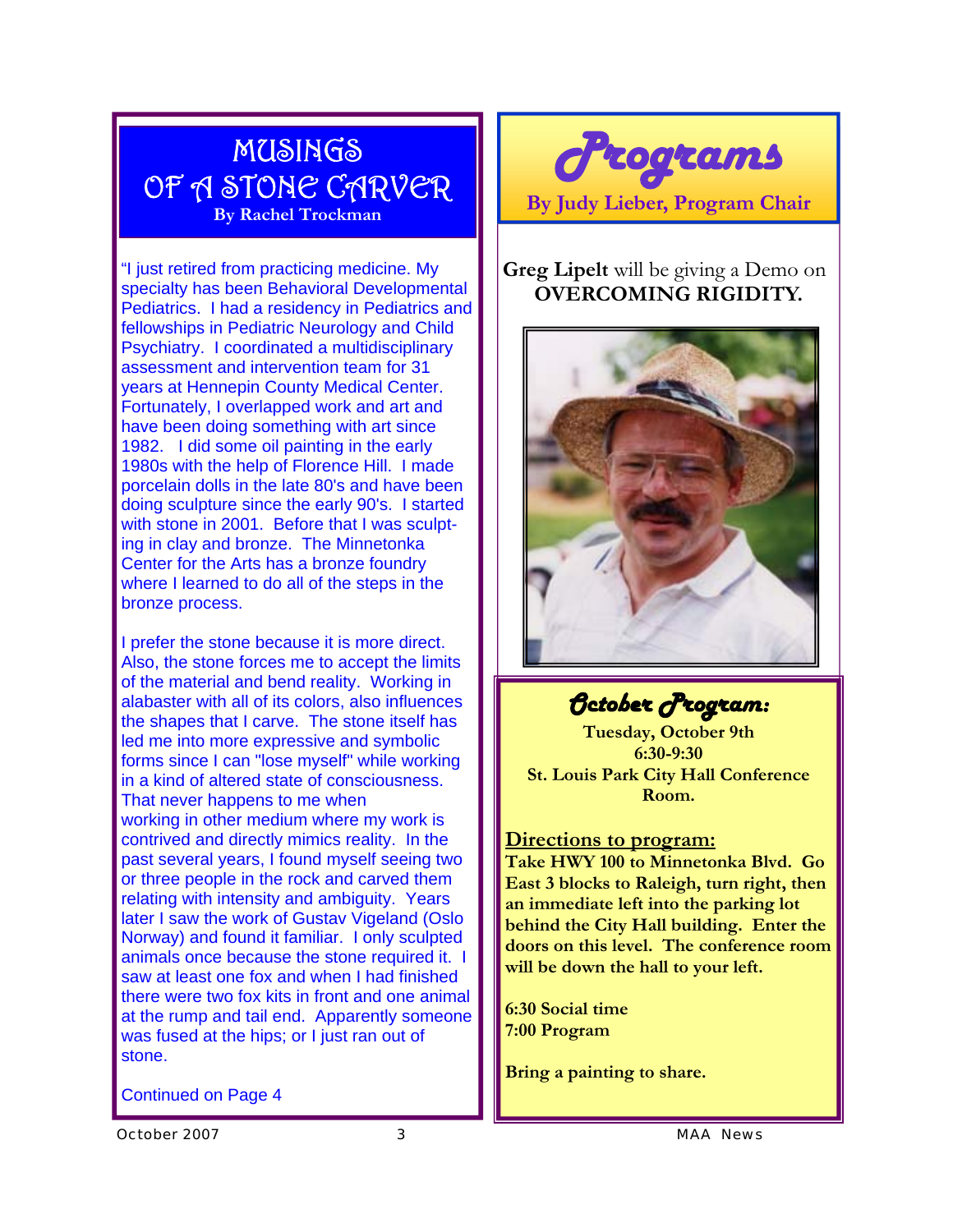# MUSINGS OF A STONE CARVER

**By Rachel Trockman**

"I just retired from practicing medicine. My specialty has been Behavioral Developmental Pediatrics. I had a residency in Pediatrics and fellowships in Pediatric Neurology and Child Psychiatry. I coordinated a multidisciplinary assessment and intervention team for 31 years at Hennepin County Medical Center. Fortunately, I overlapped work and art and have been doing something with art since 1982. I did some oil painting in the early 1980s with the help of Florence Hill. I made porcelain dolls in the late 80's and have been doing sculpture since the early 90's. I started with stone in 2001. Before that I was sculpting in clay and bronze. The Minnetonka Center for the Arts has a bronze foundry where I learned to do all of the steps in the bronze process.

I prefer the stone because it is more direct. Also, the stone forces me to accept the limits of the material and bend reality. Working in alabaster with all of its colors, also influences the shapes that I carve. The stone itself has led me into more expressive and symbolic forms since I can "lose myself" while working in a kind of altered state of consciousness. That never happens to me when working in other medium where my work is contrived and directly mimics reality. In the past several years, I found myself seeing two or three people in the rock and carved them relating with intensity and ambiguity. Years later I saw the work of Gustav Vigeland (Oslo Norway) and found it familiar. I only sculpted animals once because the stone required it. I saw at least one fox and when I had finished there were two fox kits in front and one animal at the rump and tail end. Apparently someone was fused at the hips; or I just ran out of stone.

Continued on Page 4

# Programs

**By Judy Lieber, Program Chair**

**Greg Lipelt** will be giving a Demo on **OVERCOMING RIGIDITY.**

## October Program:

**Tuesday, October 9th**
**6:30-9:30**
**St. Louis Park City Hall Conference Room.**

**Directions to program:**

**Take HWY 100 to Minnetonka Blvd. Go East 3 blocks to Raleigh, turn right, then an immediate left into the parking lot behind the City Hall building. Enter the doors on this level. The conference room will be down the hall to your left.**

**6:30 Social time**
**7:00 Program**

**Bring a painting to share.**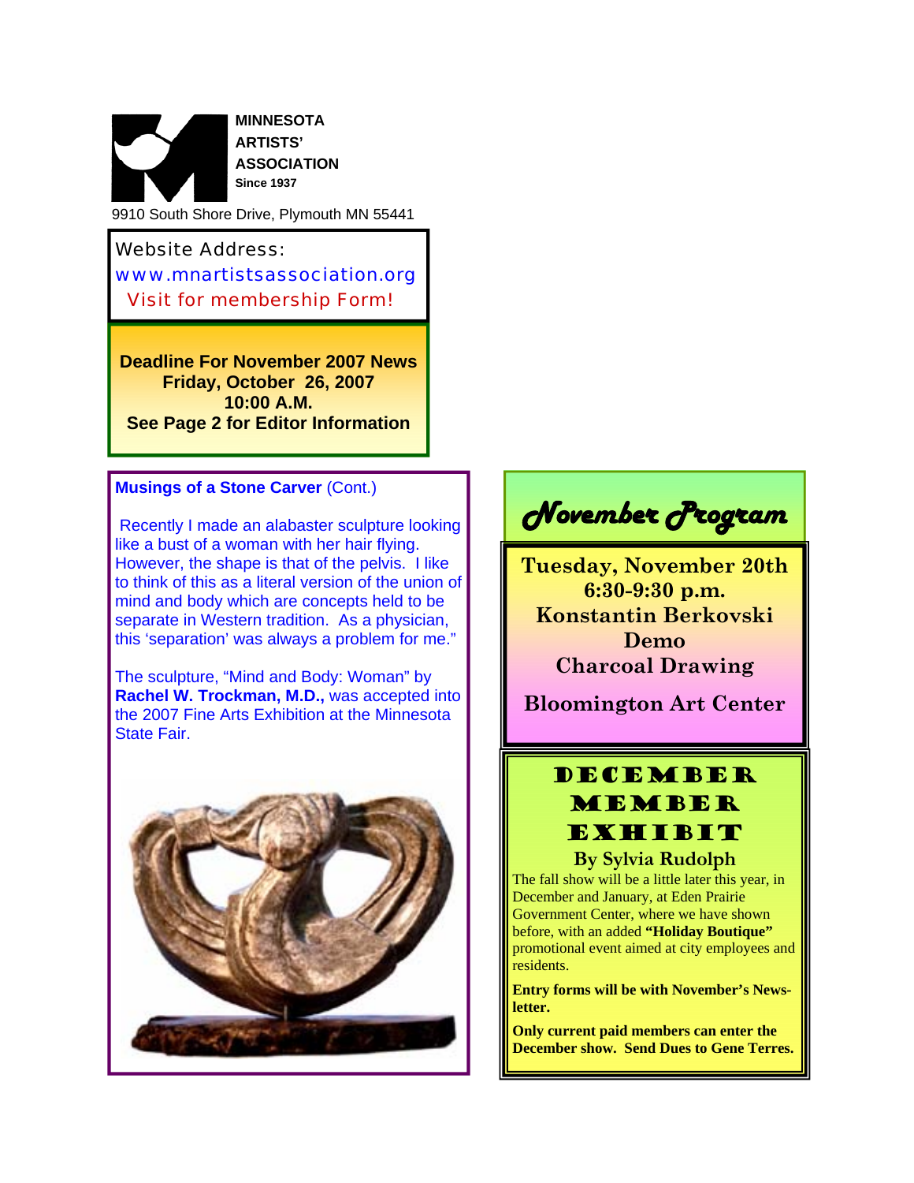**MINNESOTA ARTISTS' ASSOCIATION**
**Since 1937**

9910 South Shore Drive, Plymouth MN 55441

Website Address:
www.mnartistsassociation.org
Visit for membership Form!

**Deadline For November 2007 News**
**Friday, October 26, 2007**
**10:00 A.M.**
**See Page 2 for Editor Information**

## Musings of a Stone Carver (Cont.)

Recently I made an alabaster sculpture looking like a bust of a woman with her hair flying. However, the shape is that of the pelvis. I like to think of this as a literal version of the union of mind and body which are concepts held to be separate in Western tradition. As a physician, this 'separation' was always a problem for me."

The sculpture, "Mind and Body: Woman" by **Rachel W. Trockman, M.D.,** was accepted into the 2007 Fine Arts Exhibition at the Minnesota State Fair.

## November Program

**Tuesday, November 20th**
**6:30-9:30 p.m.**
**Konstantin Berkovski**
**Demo**
**Charcoal Drawing**

**Bloomington Art Center**

## December Member Exhibit

**By Sylvia Rudolph**

The fall show will be a little later this year, in December and January, at Eden Prairie Government Center, where we have shown before, with an added **"Holiday Boutique"** promotional event aimed at city employees and residents.

**Entry forms will be with November's Newsletter.**

**Only current paid members can enter the December show. Send Dues to Gene Terres.**